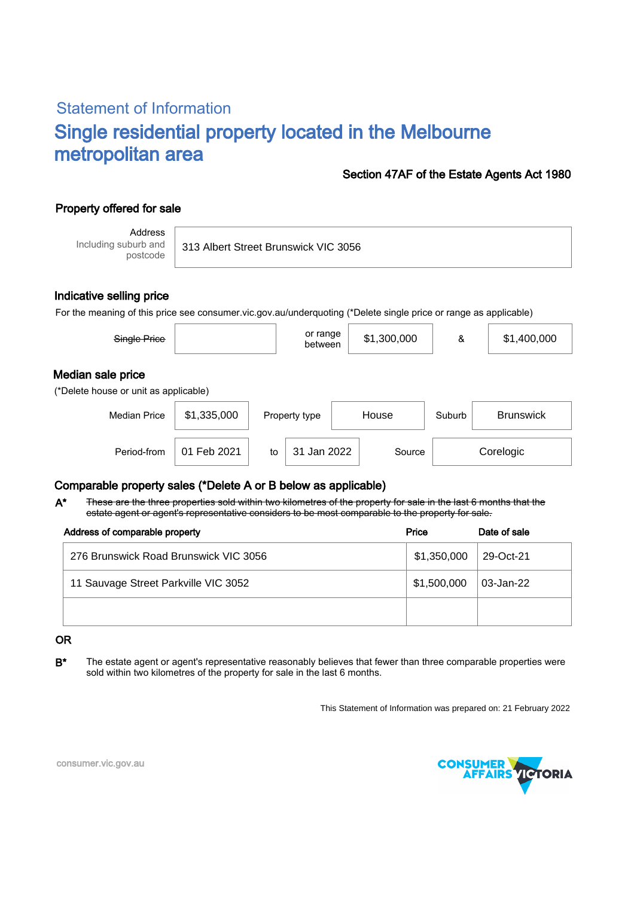## Statement of Information

# Single residential property located in the Melbourne metropolitan area

**Section 47AF of the Estate Agents Act 1980**

### Property offered for sale

| Address Including suburb and postcode | 313 Albert Street Brunswick VIC 3056 |
|---|---|

### Indicative selling price

For the meaning of this price see consumer.vic.gov.au/underquoting (*Delete single price or range as applicable)

| ~~Single Price~~ | | or range between | $1,300,000 | & | $1,400,000 |
|---|---|---|---|---|---|

### Median sale price

(*Delete house or unit as applicable)

| Median Price | $1,335,000 | Property type | House | Suburb | Brunswick |
|---|---|---|---|---|---|
| Period-from | 01 Feb 2021 | to | 31 Jan 2022 | Source | Corelogic |

### Comparable property sales (*Delete A or B below as applicable)

**A*** ~~These are the three properties sold within two kilometres of the property for sale in the last 6 months that the estate agent or agent's representative considers to be most comparable to the property for sale.~~

| Address of comparable property | Price | Date of sale |
|---|---|---|
| 276 Brunswick Road Brunswick VIC 3056 | $1,350,000 | 29-Oct-21 |
| 11 Sauvage Street Parkville VIC 3052 | $1,500,000 | 03-Jan-22 |
| | | |

**OR**

**B*** The estate agent or agent's representative reasonably believes that fewer than three comparable properties were sold within two kilometres of the property for sale in the last 6 months.

This Statement of Information was prepared on: 21 February 2022

consumer.vic.gov.au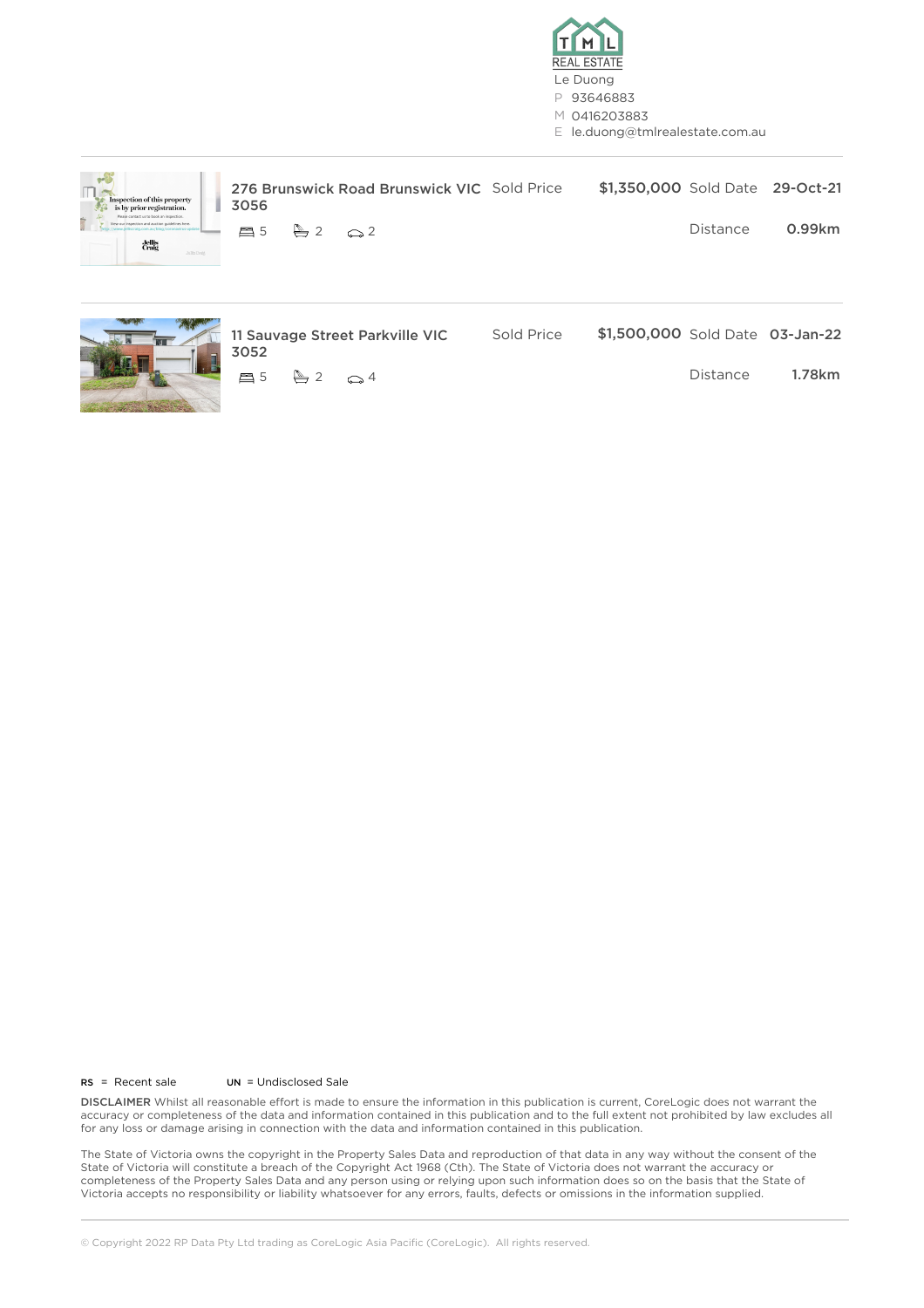TML REAL ESTATE

Le Duong

P 93646883

M 0416203883

E le.duong@tmlrealestate.com.au

| | | | | |
|---|---|---|---|---|
| **276 Brunswick Road Brunswick VIC 3056** | Sold Price | **$1,350,000** | Sold Date | **29-Oct-21** |
| 5 2 2 | | | Distance | **0.99km** |
| **11 Sauvage Street Parkville VIC 3052** | Sold Price | **$1,500,000** | Sold Date | **03-Jan-22** |
| 5 2 4 | | | Distance | **1.78km** |

**RS** = Recent sale **UN** = Undisclosed Sale

**DISCLAIMER** Whilst all reasonable effort is made to ensure the information in this publication is current, CoreLogic does not warrant the accuracy or completeness of the data and information contained in this publication and to the full extent not prohibited by law excludes all for any loss or damage arising in connection with the data and information contained in this publication.

The State of Victoria owns the copyright in the Property Sales Data and reproduction of that data in any way without the consent of the State of Victoria will constitute a breach of the Copyright Act 1968 (Cth). The State of Victoria does not warrant the accuracy or completeness of the Property Sales Data and any person using or relying upon such information does so on the basis that the State of Victoria accepts no responsibility or liability whatsoever for any errors, faults, defects or omissions in the information supplied.

© Copyright 2022 RP Data Pty Ltd trading as CoreLogic Asia Pacific (CoreLogic). All rights reserved.